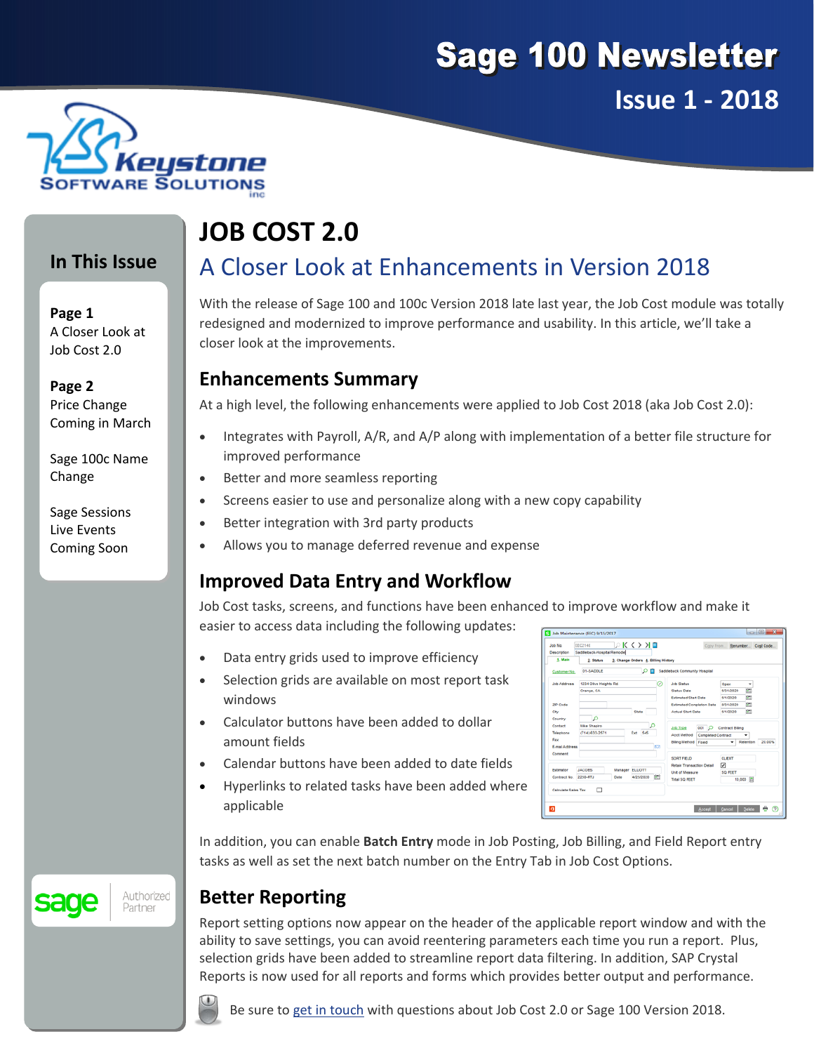# Sage 100 Newsletter

## Issue 1 - 2018

Keystone Software Solutions inc

### In This Issue

**Page 1**
A Closer Look at Job Cost 2.0

**Page 2**
Price Change Coming in March

Sage 100c Name Change

Sage Sessions Live Events Coming Soon

# JOB COST 2.0

## A Closer Look at Enhancements in Version 2018

With the release of Sage 100 and 100c Version 2018 late last year, the Job Cost module was totally redesigned and modernized to improve performance and usability. In this article, we'll take a closer look at the improvements.

### Enhancements Summary

At a high level, the following enhancements were applied to Job Cost 2018 (aka Job Cost 2.0):

- Integrates with Payroll, A/R, and A/P along with implementation of a better file structure for improved performance
- Better and more seamless reporting
- Screens easier to use and personalize along with a new copy capability
- Better integration with 3rd party products
- Allows you to manage deferred revenue and expense

### Improved Data Entry and Workflow

Job Cost tasks, screens, and functions have been enhanced to improve workflow and make it easier to access data including the following updates:

- Data entry grids used to improve efficiency
- Selection grids are available on most report task windows
- Calculator buttons have been added to dollar amount fields
- Calendar buttons have been added to date fields
- Hyperlinks to related tasks have been added where applicable

In addition, you can enable **Batch Entry** mode in Job Posting, Job Billing, and Field Report entry tasks as well as set the next batch number on the Entry Tab in Job Cost Options.

### Better Reporting

Report setting options now appear on the header of the applicable report window and with the ability to save settings, you can avoid reentering parameters each time you run a report. Plus, selection grids have been added to streamline report data filtering. In addition, SAP Crystal Reports is now used for all reports and forms which provides better output and performance.

Be sure to get in touch with questions about Job Cost 2.0 or Sage 100 Version 2018.

sage Authorized Partner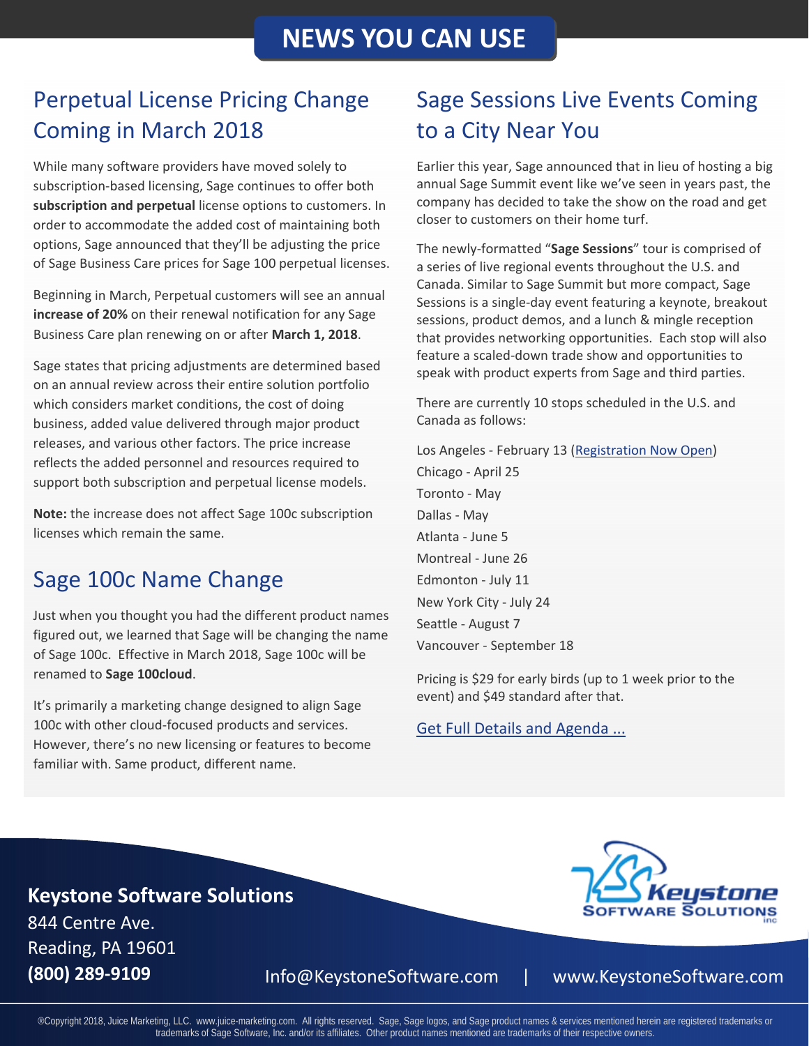# NEWS YOU CAN USE

## Perpetual License Pricing Change Coming in March 2018

While many software providers have moved solely to subscription-based licensing, Sage continues to offer both **subscription and perpetual** license options to customers. In order to accommodate the added cost of maintaining both options, Sage announced that they'll be adjusting the price of Sage Business Care prices for Sage 100 perpetual licenses.

Beginning in March, Perpetual customers will see an annual **increase of 20%** on their renewal notification for any Sage Business Care plan renewing on or after **March 1, 2018**.

Sage states that pricing adjustments are determined based on an annual review across their entire solution portfolio which considers market conditions, the cost of doing business, added value delivered through major product releases, and various other factors. The price increase reflects the added personnel and resources required to support both subscription and perpetual license models.

**Note:** the increase does not affect Sage 100c subscription licenses which remain the same.

## Sage 100c Name Change

Just when you thought you had the different product names figured out, we learned that Sage will be changing the name of Sage 100c. Effective in March 2018, Sage 100c will be renamed to **Sage 100cloud**.

It's primarily a marketing change designed to align Sage 100c with other cloud-focused products and services. However, there's no new licensing or features to become familiar with. Same product, different name.

## Sage Sessions Live Events Coming to a City Near You

Earlier this year, Sage announced that in lieu of hosting a big annual Sage Summit event like we've seen in years past, the company has decided to take the show on the road and get closer to customers on their home turf.

The newly-formatted "**Sage Sessions**" tour is comprised of a series of live regional events throughout the U.S. and Canada. Similar to Sage Summit but more compact, Sage Sessions is a single-day event featuring a keynote, breakout sessions, product demos, and a lunch & mingle reception that provides networking opportunities. Each stop will also feature a scaled-down trade show and opportunities to speak with product experts from Sage and third parties.

There are currently 10 stops scheduled in the U.S. and Canada as follows:

Los Angeles - February 13 (Registration Now Open)
Chicago - April 25
Toronto - May
Dallas - May
Atlanta - June 5
Montreal - June 26
Edmonton - July 11
New York City - July 24
Seattle - August 7
Vancouver - September 18

Pricing is $29 for early birds (up to 1 week prior to the event) and $49 standard after that.

Get Full Details and Agenda ...

**Keystone Software Solutions**
844 Centre Ave.
Reading, PA 19601
**(800) 289-9109**

Info@KeystoneSoftware.com | www.KeystoneSoftware.com

®Copyright 2018, Juice Marketing, LLC. www.juice-marketing.com. All rights reserved. Sage, Sage logos, and Sage product names & services mentioned herein are registered trademarks or trademarks of Sage Software, Inc. and/or its affiliates. Other product names mentioned are trademarks of their respective owners.